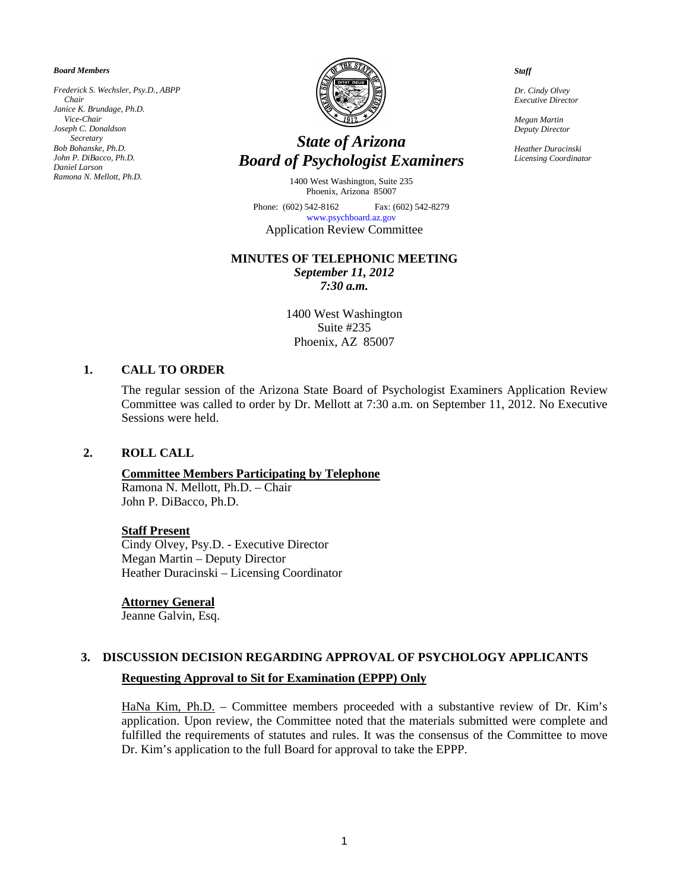***Board Members***

*Frederick S. Wechsler, Psy.D., ABPP*
*Chair*
*Janice K. Brundage, Ph.D.*
*Vice-Chair*
*Joseph C. Donaldson*
*Secretary*
*Bob Bohanske, Ph.D.*
*John P. DiBacco, Ph.D.*
*Daniel Larson*
*Ramona N. Mellott, Ph.D.*

# *State of Arizona*
# *Board of Psychologist Examiners*

1400 West Washington, Suite 235
Phoenix, Arizona 85007

Phone: (602) 542-8162 Fax: (602) 542-8279
www.psychboard.az.gov

***Staff***

*Dr. Cindy Olvey*
*Executive Director*

*Megan Martin*
*Deputy Director*

*Heather Duracinski*
*Licensing Coordinator*

Application Review Committee

**MINUTES OF TELEPHONIC MEETING**
***September 11, 2012***
***7:30 a.m.***

1400 West Washington
Suite #235
Phoenix, AZ 85007

## 1. CALL TO ORDER

The regular session of the Arizona State Board of Psychologist Examiners Application Review Committee was called to order by Dr. Mellott at 7:30 a.m. on September 11, 2012. No Executive Sessions were held.

## 2. ROLL CALL

**Committee Members Participating by Telephone**
Ramona N. Mellott, Ph.D. – Chair
John P. DiBacco, Ph.D.

**Staff Present**
Cindy Olvey, Psy.D. - Executive Director
Megan Martin – Deputy Director
Heather Duracinski – Licensing Coordinator

**Attorney General**
Jeanne Galvin, Esq.

## 3. DISCUSSION DECISION REGARDING APPROVAL OF PSYCHOLOGY APPLICANTS

**Requesting Approval to Sit for Examination (EPPP) Only**

HaNa Kim, Ph.D. – Committee members proceeded with a substantive review of Dr. Kim's application. Upon review, the Committee noted that the materials submitted were complete and fulfilled the requirements of statutes and rules. It was the consensus of the Committee to move Dr. Kim's application to the full Board for approval to take the EPPP.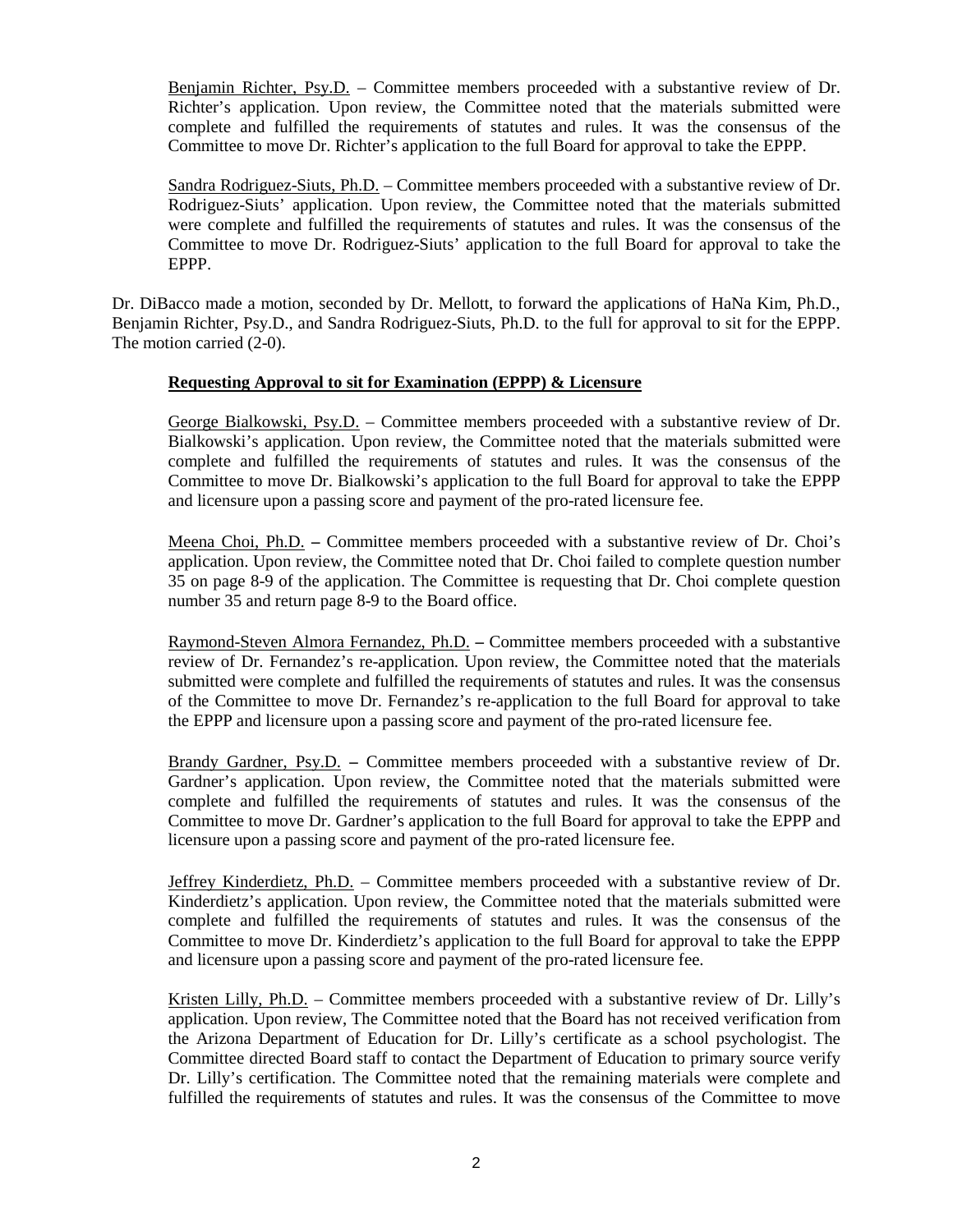Benjamin Richter, Psy.D. – Committee members proceeded with a substantive review of Dr. Richter's application. Upon review, the Committee noted that the materials submitted were complete and fulfilled the requirements of statutes and rules. It was the consensus of the Committee to move Dr. Richter's application to the full Board for approval to take the EPPP.

Sandra Rodriguez-Siuts, Ph.D. – Committee members proceeded with a substantive review of Dr. Rodriguez-Siuts' application. Upon review, the Committee noted that the materials submitted were complete and fulfilled the requirements of statutes and rules. It was the consensus of the Committee to move Dr. Rodriguez-Siuts' application to the full Board for approval to take the EPPP.

Dr. DiBacco made a motion, seconded by Dr. Mellott, to forward the applications of HaNa Kim, Ph.D., Benjamin Richter, Psy.D., and Sandra Rodriguez-Siuts, Ph.D. to the full for approval to sit for the EPPP. The motion carried (2-0).

**Requesting Approval to sit for Examination (EPPP) & Licensure**

George Bialkowski, Psy.D. – Committee members proceeded with a substantive review of Dr. Bialkowski's application. Upon review, the Committee noted that the materials submitted were complete and fulfilled the requirements of statutes and rules. It was the consensus of the Committee to move Dr. Bialkowski's application to the full Board for approval to take the EPPP and licensure upon a passing score and payment of the pro-rated licensure fee.

Meena Choi, Ph.D. **–** Committee members proceeded with a substantive review of Dr. Choi's application. Upon review, the Committee noted that Dr. Choi failed to complete question number 35 on page 8-9 of the application. The Committee is requesting that Dr. Choi complete question number 35 and return page 8-9 to the Board office.

Raymond-Steven Almora Fernandez, Ph.D. **–** Committee members proceeded with a substantive review of Dr. Fernandez's re-application. Upon review, the Committee noted that the materials submitted were complete and fulfilled the requirements of statutes and rules. It was the consensus of the Committee to move Dr. Fernandez's re-application to the full Board for approval to take the EPPP and licensure upon a passing score and payment of the pro-rated licensure fee.

Brandy Gardner, Psy.D. **–** Committee members proceeded with a substantive review of Dr. Gardner's application. Upon review, the Committee noted that the materials submitted were complete and fulfilled the requirements of statutes and rules. It was the consensus of the Committee to move Dr. Gardner's application to the full Board for approval to take the EPPP and licensure upon a passing score and payment of the pro-rated licensure fee.

Jeffrey Kinderdietz, Ph.D. – Committee members proceeded with a substantive review of Dr. Kinderdietz's application. Upon review, the Committee noted that the materials submitted were complete and fulfilled the requirements of statutes and rules. It was the consensus of the Committee to move Dr. Kinderdietz's application to the full Board for approval to take the EPPP and licensure upon a passing score and payment of the pro-rated licensure fee.

Kristen Lilly, Ph.D. – Committee members proceeded with a substantive review of Dr. Lilly's application. Upon review, The Committee noted that the Board has not received verification from the Arizona Department of Education for Dr. Lilly's certificate as a school psychologist. The Committee directed Board staff to contact the Department of Education to primary source verify Dr. Lilly's certification. The Committee noted that the remaining materials were complete and fulfilled the requirements of statutes and rules. It was the consensus of the Committee to move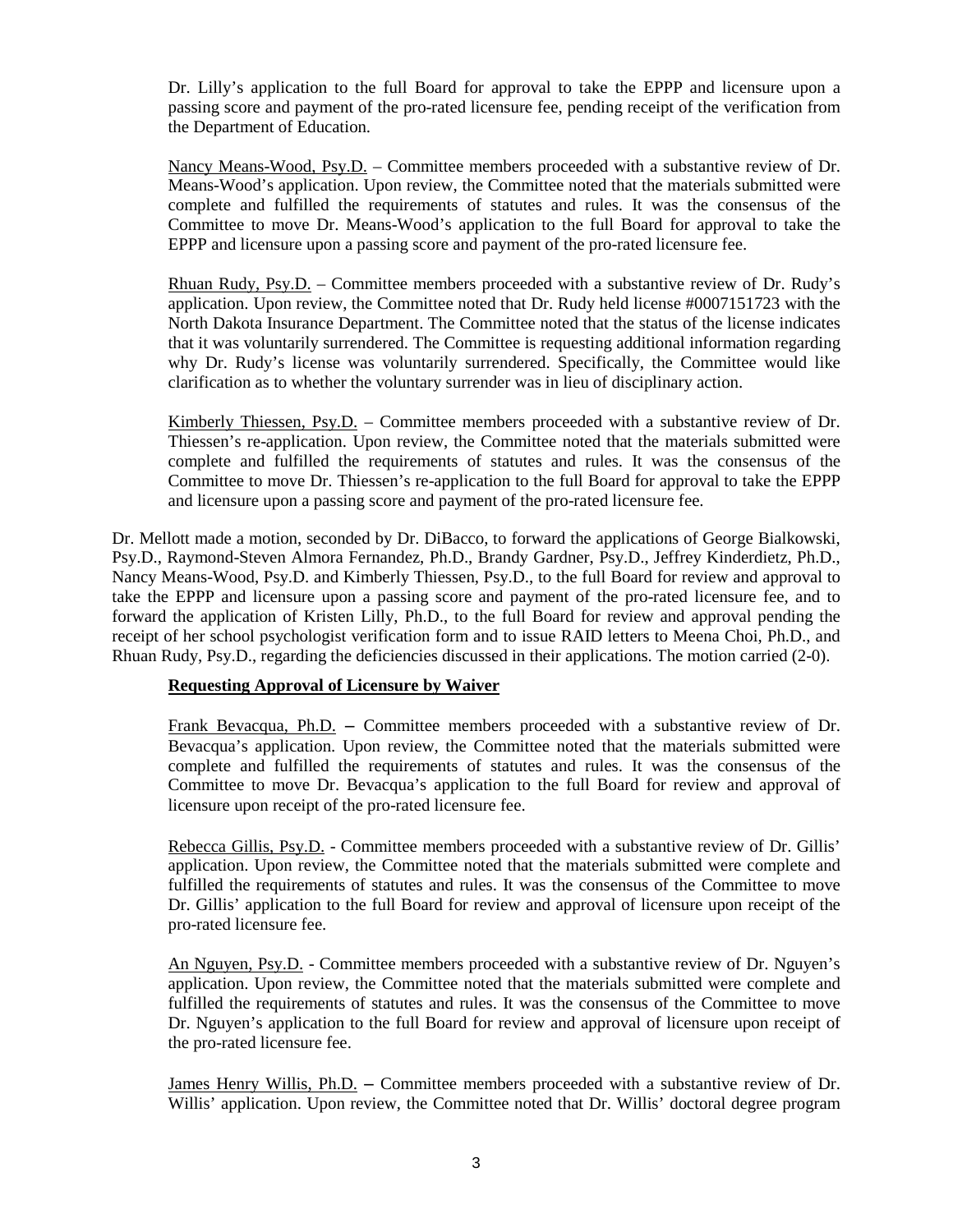Dr. Lilly's application to the full Board for approval to take the EPPP and licensure upon a passing score and payment of the pro-rated licensure fee, pending receipt of the verification from the Department of Education.

Nancy Means-Wood, Psy.D. – Committee members proceeded with a substantive review of Dr. Means-Wood's application. Upon review, the Committee noted that the materials submitted were complete and fulfilled the requirements of statutes and rules. It was the consensus of the Committee to move Dr. Means-Wood's application to the full Board for approval to take the EPPP and licensure upon a passing score and payment of the pro-rated licensure fee.

Rhuan Rudy, Psy.D. – Committee members proceeded with a substantive review of Dr. Rudy's application. Upon review, the Committee noted that Dr. Rudy held license #0007151723 with the North Dakota Insurance Department. The Committee noted that the status of the license indicates that it was voluntarily surrendered. The Committee is requesting additional information regarding why Dr. Rudy's license was voluntarily surrendered. Specifically, the Committee would like clarification as to whether the voluntary surrender was in lieu of disciplinary action.

Kimberly Thiessen, Psy.D. – Committee members proceeded with a substantive review of Dr. Thiessen's re-application. Upon review, the Committee noted that the materials submitted were complete and fulfilled the requirements of statutes and rules. It was the consensus of the Committee to move Dr. Thiessen's re-application to the full Board for approval to take the EPPP and licensure upon a passing score and payment of the pro-rated licensure fee.

Dr. Mellott made a motion, seconded by Dr. DiBacco, to forward the applications of George Bialkowski, Psy.D., Raymond-Steven Almora Fernandez, Ph.D., Brandy Gardner, Psy.D., Jeffrey Kinderdietz, Ph.D., Nancy Means-Wood, Psy.D. and Kimberly Thiessen, Psy.D., to the full Board for review and approval to take the EPPP and licensure upon a passing score and payment of the pro-rated licensure fee, and to forward the application of Kristen Lilly, Ph.D., to the full Board for review and approval pending the receipt of her school psychologist verification form and to issue RAID letters to Meena Choi, Ph.D., and Rhuan Rudy, Psy.D., regarding the deficiencies discussed in their applications. The motion carried (2-0).

**Requesting Approval of Licensure by Waiver**

Frank Bevacqua, Ph.D. – Committee members proceeded with a substantive review of Dr. Bevacqua's application. Upon review, the Committee noted that the materials submitted were complete and fulfilled the requirements of statutes and rules. It was the consensus of the Committee to move Dr. Bevacqua's application to the full Board for review and approval of licensure upon receipt of the pro-rated licensure fee.

Rebecca Gillis, Psy.D. - Committee members proceeded with a substantive review of Dr. Gillis' application. Upon review, the Committee noted that the materials submitted were complete and fulfilled the requirements of statutes and rules. It was the consensus of the Committee to move Dr. Gillis' application to the full Board for review and approval of licensure upon receipt of the pro-rated licensure fee.

An Nguyen, Psy.D. - Committee members proceeded with a substantive review of Dr. Nguyen's application. Upon review, the Committee noted that the materials submitted were complete and fulfilled the requirements of statutes and rules. It was the consensus of the Committee to move Dr. Nguyen's application to the full Board for review and approval of licensure upon receipt of the pro-rated licensure fee.

James Henry Willis, Ph.D. – Committee members proceeded with a substantive review of Dr. Willis' application. Upon review, the Committee noted that Dr. Willis' doctoral degree program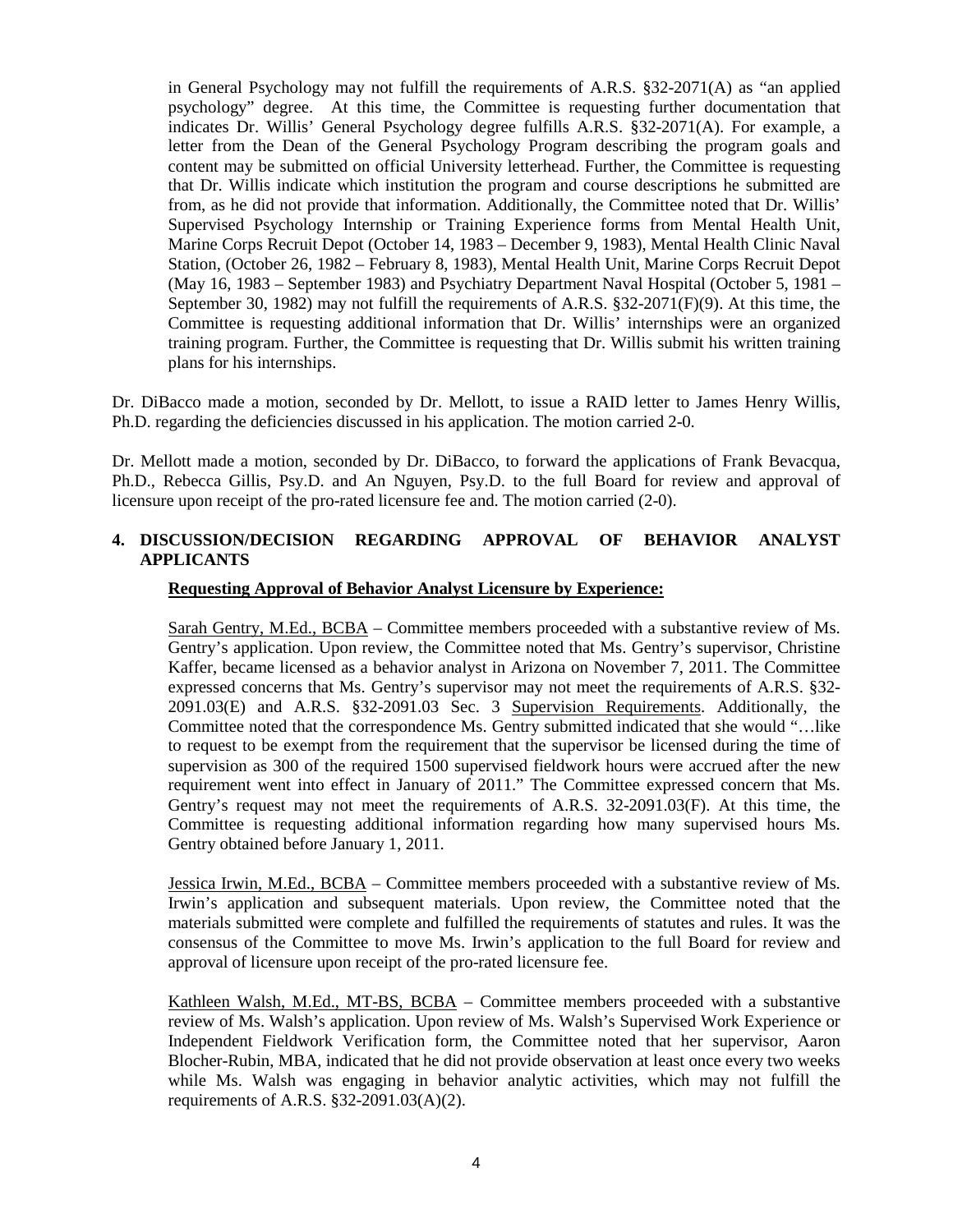in General Psychology may not fulfill the requirements of A.R.S. §32-2071(A) as "an applied psychology" degree. At this time, the Committee is requesting further documentation that indicates Dr. Willis' General Psychology degree fulfills A.R.S. §32-2071(A). For example, a letter from the Dean of the General Psychology Program describing the program goals and content may be submitted on official University letterhead. Further, the Committee is requesting that Dr. Willis indicate which institution the program and course descriptions he submitted are from, as he did not provide that information. Additionally, the Committee noted that Dr. Willis' Supervised Psychology Internship or Training Experience forms from Mental Health Unit, Marine Corps Recruit Depot (October 14, 1983 – December 9, 1983), Mental Health Clinic Naval Station, (October 26, 1982 – February 8, 1983), Mental Health Unit, Marine Corps Recruit Depot (May 16, 1983 – September 1983) and Psychiatry Department Naval Hospital (October 5, 1981 – September 30, 1982) may not fulfill the requirements of A.R.S. §32-2071(F)(9). At this time, the Committee is requesting additional information that Dr. Willis' internships were an organized training program. Further, the Committee is requesting that Dr. Willis submit his written training plans for his internships.

Dr. DiBacco made a motion, seconded by Dr. Mellott, to issue a RAID letter to James Henry Willis, Ph.D. regarding the deficiencies discussed in his application. The motion carried 2-0.

Dr. Mellott made a motion, seconded by Dr. DiBacco, to forward the applications of Frank Bevacqua, Ph.D., Rebecca Gillis, Psy.D. and An Nguyen, Psy.D. to the full Board for review and approval of licensure upon receipt of the pro-rated licensure fee and. The motion carried (2-0).

**4. DISCUSSION/DECISION REGARDING APPROVAL OF BEHAVIOR ANALYST APPLICANTS**

**Requesting Approval of Behavior Analyst Licensure by Experience:**

Sarah Gentry, M.Ed., BCBA – Committee members proceeded with a substantive review of Ms. Gentry's application. Upon review, the Committee noted that Ms. Gentry's supervisor, Christine Kaffer, became licensed as a behavior analyst in Arizona on November 7, 2011. The Committee expressed concerns that Ms. Gentry's supervisor may not meet the requirements of A.R.S. §32-2091.03(E) and A.R.S. §32-2091.03 Sec. 3 Supervision Requirements. Additionally, the Committee noted that the correspondence Ms. Gentry submitted indicated that she would "…like to request to be exempt from the requirement that the supervisor be licensed during the time of supervision as 300 of the required 1500 supervised fieldwork hours were accrued after the new requirement went into effect in January of 2011." The Committee expressed concern that Ms. Gentry's request may not meet the requirements of A.R.S. 32-2091.03(F). At this time, the Committee is requesting additional information regarding how many supervised hours Ms. Gentry obtained before January 1, 2011.

Jessica Irwin, M.Ed., BCBA – Committee members proceeded with a substantive review of Ms. Irwin's application and subsequent materials. Upon review, the Committee noted that the materials submitted were complete and fulfilled the requirements of statutes and rules. It was the consensus of the Committee to move Ms. Irwin's application to the full Board for review and approval of licensure upon receipt of the pro-rated licensure fee.

Kathleen Walsh, M.Ed., MT-BS, BCBA – Committee members proceeded with a substantive review of Ms. Walsh's application. Upon review of Ms. Walsh's Supervised Work Experience or Independent Fieldwork Verification form, the Committee noted that her supervisor, Aaron Blocher-Rubin, MBA, indicated that he did not provide observation at least once every two weeks while Ms. Walsh was engaging in behavior analytic activities, which may not fulfill the requirements of A.R.S. §32-2091.03(A)(2).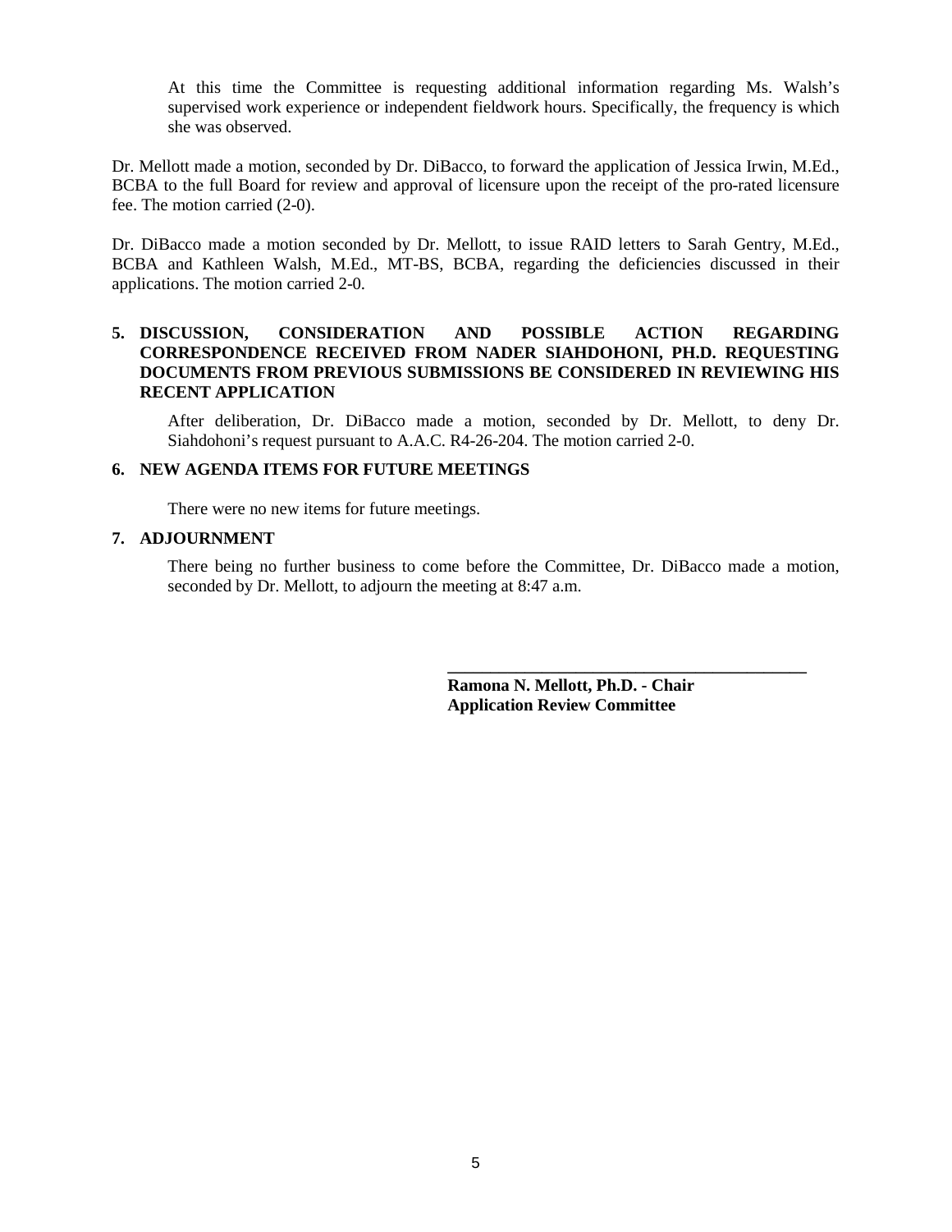At this time the Committee is requesting additional information regarding Ms. Walsh's supervised work experience or independent fieldwork hours. Specifically, the frequency is which she was observed.

Dr. Mellott made a motion, seconded by Dr. DiBacco, to forward the application of Jessica Irwin, M.Ed., BCBA to the full Board for review and approval of licensure upon the receipt of the pro-rated licensure fee. The motion carried (2-0).

Dr. DiBacco made a motion seconded by Dr. Mellott, to issue RAID letters to Sarah Gentry, M.Ed., BCBA and Kathleen Walsh, M.Ed., MT-BS, BCBA, regarding the deficiencies discussed in their applications. The motion carried 2-0.

**5. DISCUSSION, CONSIDERATION AND POSSIBLE ACTION REGARDING CORRESPONDENCE RECEIVED FROM NADER SIAHDOHONI, PH.D. REQUESTING DOCUMENTS FROM PREVIOUS SUBMISSIONS BE CONSIDERED IN REVIEWING HIS RECENT APPLICATION**

After deliberation, Dr. DiBacco made a motion, seconded by Dr. Mellott, to deny Dr. Siahdohoni's request pursuant to A.A.C. R4-26-204. The motion carried 2-0.

**6. NEW AGENDA ITEMS FOR FUTURE MEETINGS**

There were no new items for future meetings.

**7. ADJOURNMENT**

There being no further business to come before the Committee, Dr. DiBacco made a motion, seconded by Dr. Mellott, to adjourn the meeting at 8:47 a.m.

\_\_\_\_\_\_\_\_\_\_\_\_\_\_\_\_\_\_\_\_\_\_\_\_\_\_\_\_\_\_\_\_\_\_\_\_\_\_\_\_\_\_

**Ramona N. Mellott, Ph.D. - Chair**
**Application Review Committee**